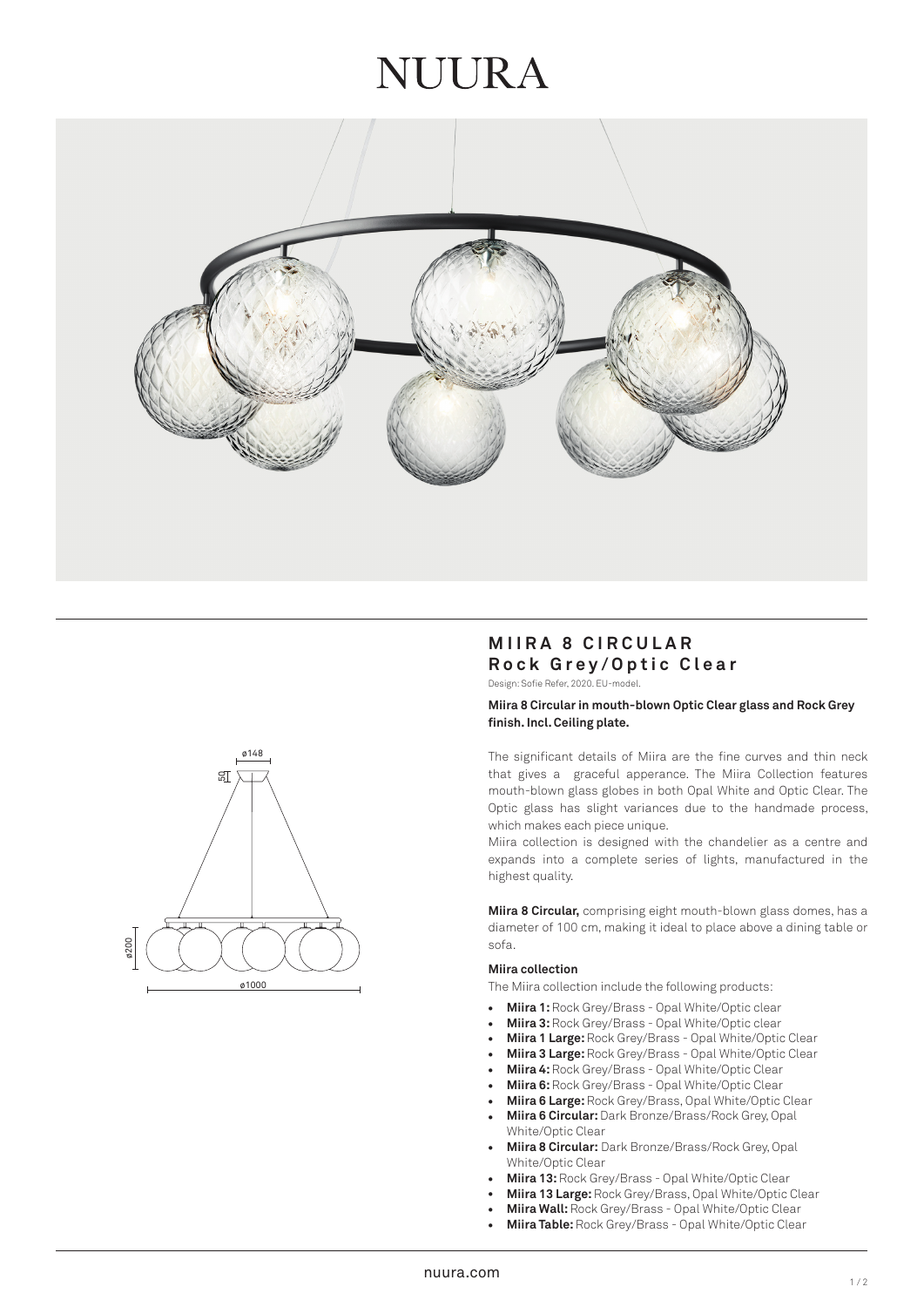# NUURA

ø148

50

ø200

ø1000

## MIIRA 8 CIRCULAR
### Rock Grey/Optic Clear

Design: Sofie Refer, 2020. EU-model.

**Miira 8 Circular in mouth-blown Optic Clear glass and Rock Grey finish. Incl. Ceiling plate.**

The significant details of Miira are the fine curves and thin neck that gives a graceful apperance. The Miira Collection features mouth-blown glass globes in both Opal White and Optic Clear. The Optic glass has slight variances due to the handmade process, which makes each piece unique.
Miira collection is designed with the chandelier as a centre and expands into a complete series of lights, manufactured in the highest quality.

**Miira 8 Circular,** comprising eight mouth-blown glass domes, has a diameter of 100 cm, making it ideal to place above a dining table or sofa.

**Miira collection**

The Miira collection include the following products:

- **Miira 1:** Rock Grey/Brass - Opal White/Optic clear
- **Miira 3:** Rock Grey/Brass - Opal White/Optic clear
- **Miira 1 Large:** Rock Grey/Brass - Opal White/Optic Clear
- **Miira 3 Large:** Rock Grey/Brass - Opal White/Optic Clear
- **Miira 4:** Rock Grey/Brass - Opal White/Optic Clear
- **Miira 6:** Rock Grey/Brass - Opal White/Optic Clear
- **Miira 6 Large:** Rock Grey/Brass, Opal White/Optic Clear
- **Miira 6 Circular:** Dark Bronze/Brass/Rock Grey, Opal White/Optic Clear
- **Miira 8 Circular:** Dark Bronze/Brass/Rock Grey, Opal White/Optic Clear
- **Miira 13:** Rock Grey/Brass - Opal White/Optic Clear
- **Miira 13 Large:** Rock Grey/Brass, Opal White/Optic Clear
- **Miira Wall:** Rock Grey/Brass - Opal White/Optic Clear
- **Miira Table:** Rock Grey/Brass - Opal White/Optic Clear

nuura.com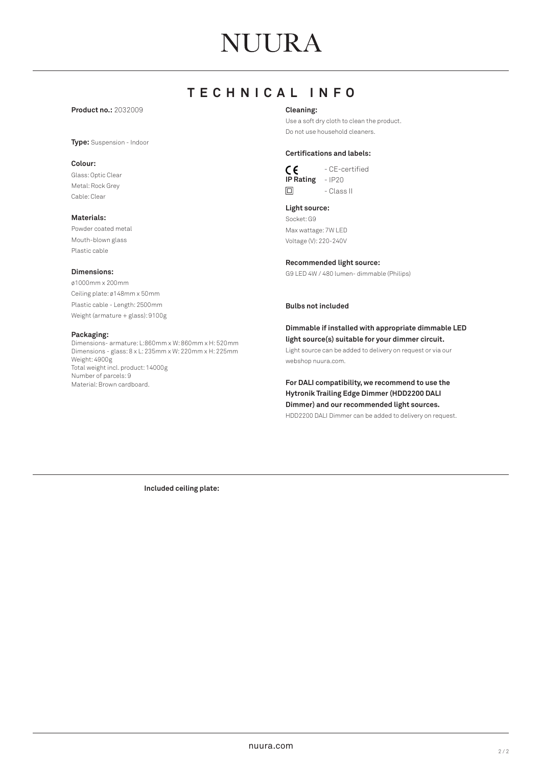# NUURA

## TECHNICAL INFO

**Product no.:** 2032009

**Type:** Suspension - Indoor

**Colour:**
Glass: Optic Clear
Metal: Rock Grey
Cable: Clear

**Materials:**
Powder coated metal
Mouth-blown glass
Plastic cable

**Dimensions:**
ø1000mm x 200mm
Ceiling plate: ø148mm x 50mm
Plastic cable - Length: 2500mm
Weight (armature + glass): 9100g

**Packaging:**
Dimensions- armature: L:860mm x W: 860mm x H: 520mm
Dimensions - glass: 8 x L: 235mm x W: 220mm x H: 225mm
Weight: 4900g
Total weight incl. product: 14000g
Number of parcels: 9
Material: Brown cardboard.

**Cleaning:**
Use a soft dry cloth to clean the product.
Do not use household cleaners.

**Certifications and labels:**

CE - CE-certified
**IP Rating** - IP20
▣ - Class II

**Light source:**
Socket: G9
Max wattage: 7W LED
Voltage (V): 220-240V

**Recommended light source:**
G9 LED 4W / 480 lumen- dimmable (Philips)

**Bulbs not included**

**Dimmable if installed with appropriate dimmable LED light source(s) suitable for your dimmer circuit.**
Light source can be added to delivery on request or via our webshop nuura.com.

**For DALI compatibility, we recommend to use the Hytronik Trailing Edge Dimmer (HDD2200 DALI Dimmer) and our recommended light sources.**
HDD2200 DALI Dimmer can be added to delivery on request.

**Included ceiling plate:**